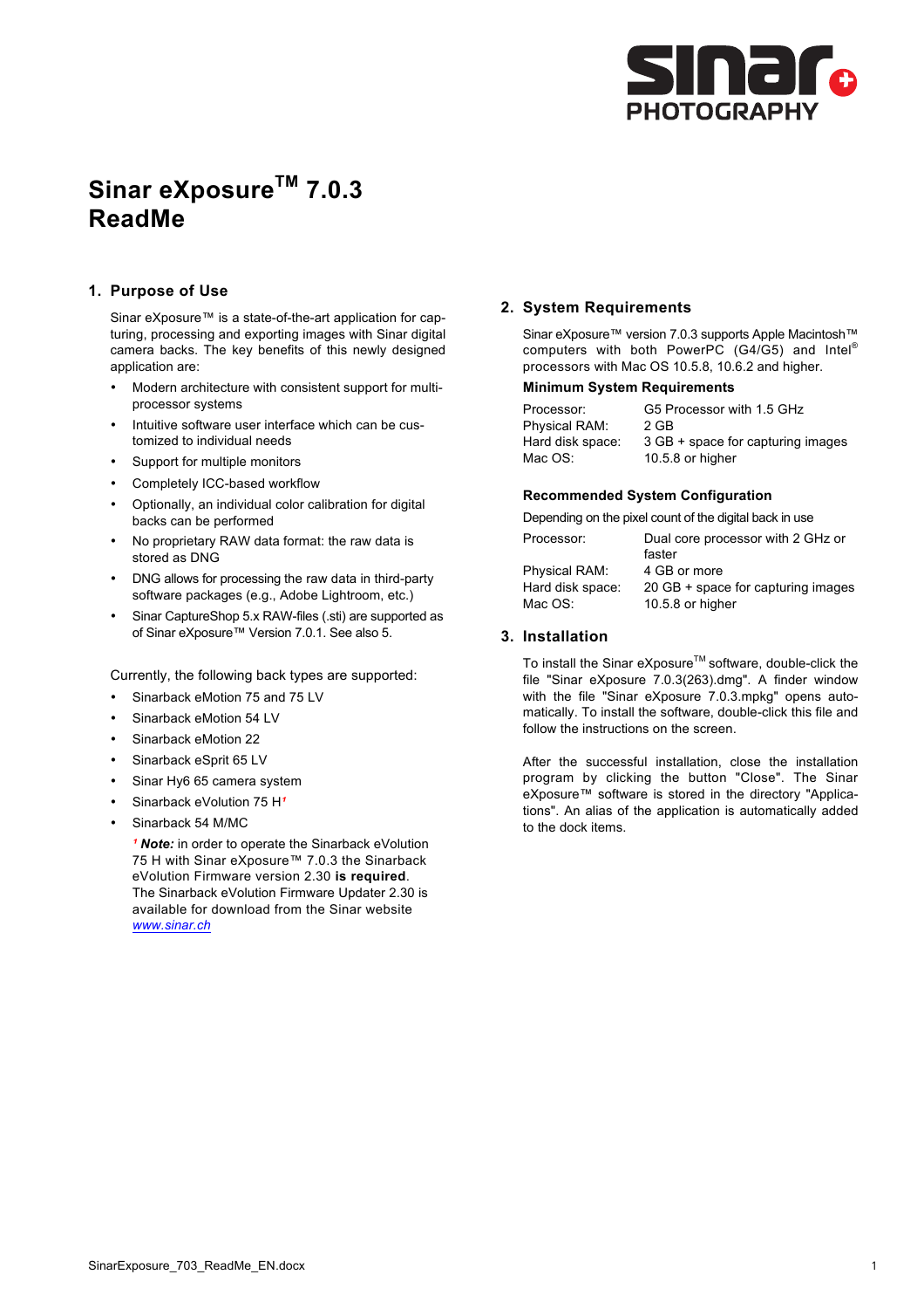# Sinar eXposure™ 7.0.3 ReadMe

## 1. Purpose of Use

Sinar eXposure™ is a state-of-the-art application for capturing, processing and exporting images with Sinar digital camera backs. The key benefits of this newly designed application are:

- Modern architecture with consistent support for multi-processor systems
- Intuitive software user interface which can be customized to individual needs
- Support for multiple monitors
- Completely ICC-based workflow
- Optionally, an individual color calibration for digital backs can be performed
- No proprietary RAW data format: the raw data is stored as DNG
- DNG allows for processing the raw data in third-party software packages (e.g., Adobe Lightroom, etc.)
- Sinar CaptureShop 5.x RAW-files (.sti) are supported as of Sinar eXposure™ Version 7.0.1. See also 5.

Currently, the following back types are supported:

- Sinarback eMotion 75 and 75 LV
- Sinarback eMotion 54 LV
- Sinarback eMotion 22
- Sinarback eSprit 65 LV
- Sinar Hy6 65 camera system
- Sinarback eVolution 75 H[1]
- Sinarback 54 M/MC

  [1] ***Note:*** in order to operate the Sinarback eVolution 75 H with Sinar eXposure™ 7.0.3 the Sinarback eVolution Firmware version 2.30 **is required**. The Sinarback eVolution Firmware Updater 2.30 is available for download from the Sinar website *www.sinar.ch*

## 2. System Requirements

Sinar eXposure™ version 7.0.3 supports Apple Macintosh™ computers with both PowerPC (G4/G5) and Intel® processors with Mac OS 10.5.8, 10.6.2 and higher.

### Minimum System Requirements

| | |
|---|---|
| Processor: | G5 Processor with 1.5 GHz |
| Physical RAM: | 2 GB |
| Hard disk space: | 3 GB + space for capturing images |
| Mac OS: | 10.5.8 or higher |

### Recommended System Configuration

Depending on the pixel count of the digital back in use

| | |
|---|---|
| Processor: | Dual core processor with 2 GHz or faster |
| Physical RAM: | 4 GB or more |
| Hard disk space: | 20 GB + space for capturing images |
| Mac OS: | 10.5.8 or higher |

## 3. Installation

To install the Sinar eXposure™ software, double-click the file "Sinar eXposure 7.0.3(263).dmg". A finder window with the file "Sinar eXposure 7.0.3.mpkg" opens automatically. To install the software, double-click this file and follow the instructions on the screen.

After the successful installation, close the installation program by clicking the button "Close". The Sinar eXposure™ software is stored in the directory "Applications". An alias of the application is automatically added to the dock items.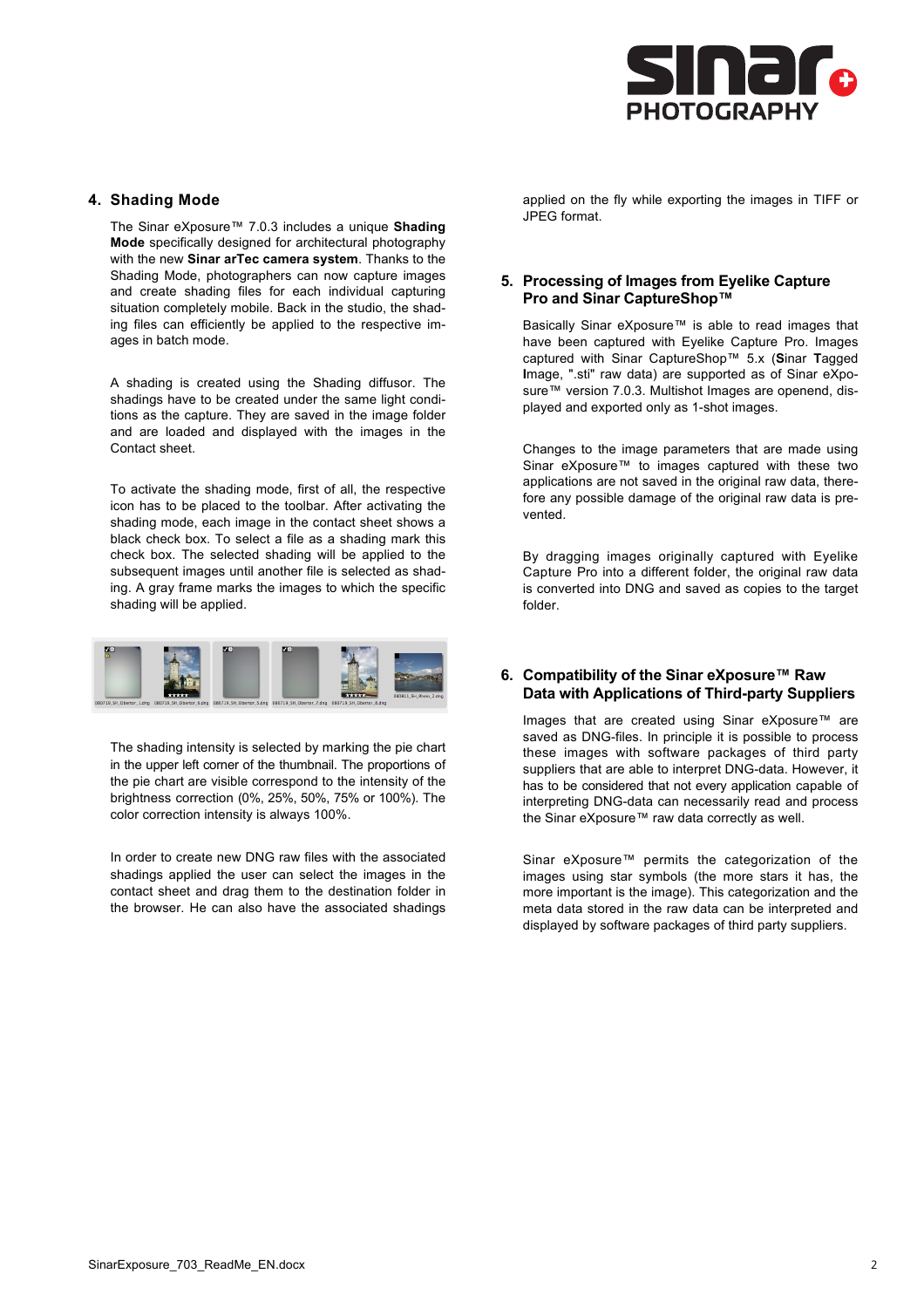## 4. Shading Mode

The Sinar eXposure™ 7.0.3 includes a unique **Shading Mode** specifically designed for architectural photography with the new **Sinar arTec camera system**. Thanks to the Shading Mode, photographers can now capture images and create shading files for each individual capturing situation completely mobile. Back in the studio, the shading files can efficiently be applied to the respective images in batch mode.

A shading is created using the Shading diffusor. The shadings have to be created under the same light conditions as the capture. They are saved in the image folder and are loaded and displayed with the images in the Contact sheet.

To activate the shading mode, first of all, the respective icon has to be placed to the toolbar. After activating the shading mode, each image in the contact sheet shows a black check box. To select a file as a shading mark this check box. The selected shading will be applied to the subsequent images until another file is selected as shading. A gray frame marks the images to which the specific shading will be applied.

The shading intensity is selected by marking the pie chart in the upper left corner of the thumbnail. The proportions of the pie chart are visible correspond to the intensity of the brightness correction (0%, 25%, 50%, 75% or 100%). The color correction intensity is always 100%.

In order to create new DNG raw files with the associated shadings applied the user can select the images in the contact sheet and drag them to the destination folder in the browser. He can also have the associated shadings applied on the fly while exporting the images in TIFF or JPEG format.

## 5. Processing of Images from Eyelike Capture Pro and Sinar CaptureShop™

Basically Sinar eXposure™ is able to read images that have been captured with Eyelike Capture Pro. Images captured with Sinar CaptureShop™ 5.x (**S**inar **T**agged **I**mage, ".sti" raw data) are supported as of Sinar eXposure™ version 7.0.3. Multishot Images are openend, displayed and exported only as 1-shot images.

Changes to the image parameters that are made using Sinar eXposure™ to images captured with these two applications are not saved in the original raw data, therefore any possible damage of the original raw data is prevented.

By dragging images originally captured with Eyelike Capture Pro into a different folder, the original raw data is converted into DNG and saved as copies to the target folder.

## 6. Compatibility of the Sinar eXposure™ Raw Data with Applications of Third-party Suppliers

Images that are created using Sinar eXposure™ are saved as DNG-files. In principle it is possible to process these images with software packages of third party suppliers that are able to interpret DNG-data. However, it has to be considered that not every application capable of interpreting DNG-data can necessarily read and process the Sinar eXposure™ raw data correctly as well.

Sinar eXposure™ permits the categorization of the images using star symbols (the more stars it has, the more important is the image). This categorization and the meta data stored in the raw data can be interpreted and displayed by software packages of third party suppliers.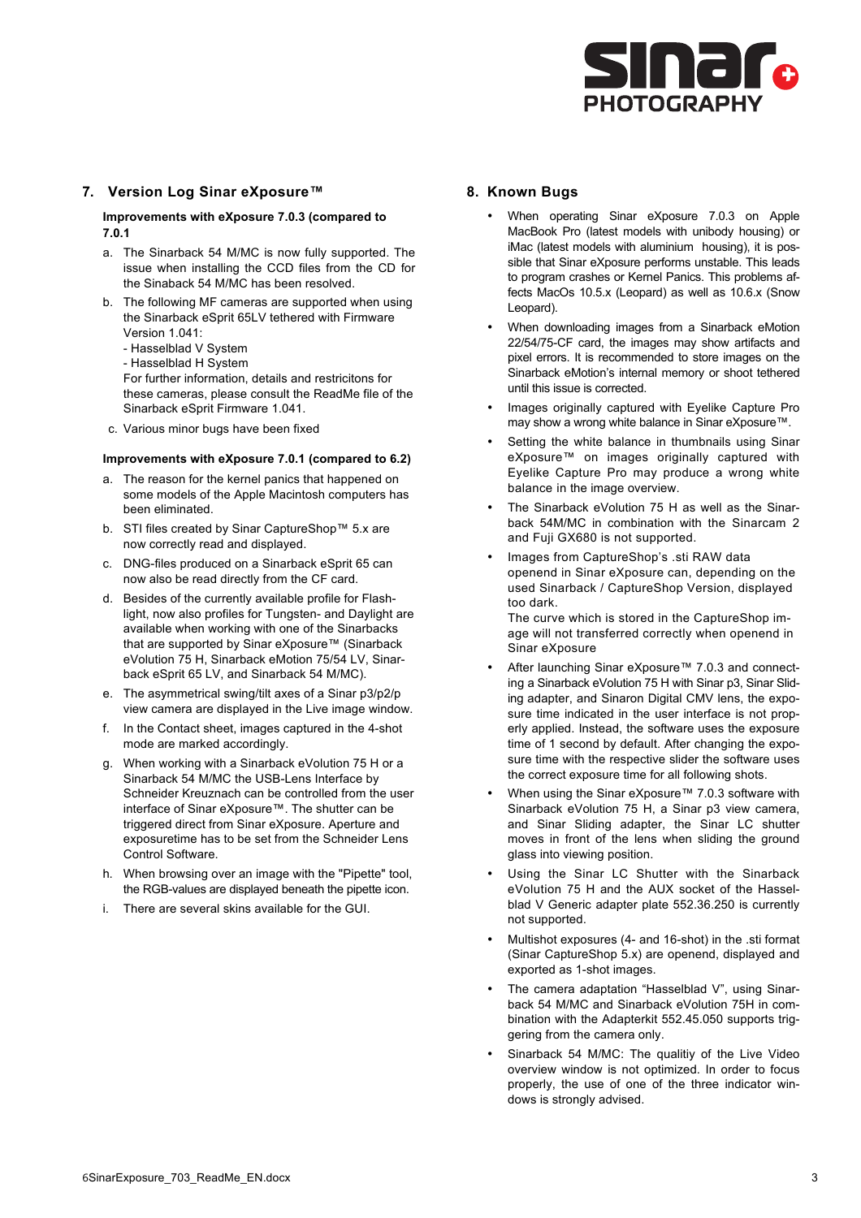## 7. Version Log Sinar eXposure™

**Improvements with eXposure 7.0.3 (compared to 7.0.1**

a. The Sinarback 54 M/MC is now fully supported. The issue when installing the CCD files from the CD for the Sinaback 54 M/MC has been resolved.

b. The following MF cameras are supported when using the Sinarback eSprit 65LV tethered with Firmware Version 1.041:
   - Hasselblad V System
   - Hasselblad H System
   
   For further information, details and restricitons for these cameras, please consult the ReadMe file of the Sinarback eSprit Firmware 1.041.

c. Various minor bugs have been fixed

**Improvements with eXposure 7.0.1 (compared to 6.2)**

a. The reason for the kernel panics that happened on some models of the Apple Macintosh computers has been eliminated.

b. STI files created by Sinar CaptureShop™ 5.x are now correctly read and displayed.

c. DNG-files produced on a Sinarback eSprit 65 can now also be read directly from the CF card.

d. Besides of the currently available profile for Flash-light, now also profiles for Tungsten- and Daylight are available when working with one of the Sinarbacks that are supported by Sinar eXposure™ (Sinarback eVolution 75 H, Sinarback eMotion 75/54 LV, Sinar-back eSprit 65 LV, and Sinarback 54 M/MC).

e. The asymmetrical swing/tilt axes of a Sinar p3/p2/p view camera are displayed in the Live image window.

f. In the Contact sheet, images captured in the 4-shot mode are marked accordingly.

g. When working with a Sinarback eVolution 75 H or a Sinarback 54 M/MC the USB-Lens Interface by Schneider Kreuznach can be controlled from the user interface of Sinar eXposure™. The shutter can be triggered direct from Sinar eXposure. Aperture and exposuretime has to be set from the Schneider Lens Control Software.

h. When browsing over an image with the "Pipette" tool, the RGB-values are displayed beneath the pipette icon.

i. There are several skins available for the GUI.

## 8. Known Bugs

- When operating Sinar eXposure 7.0.3 on Apple MacBook Pro (latest models with unibody housing) or iMac (latest models with aluminium housing), it is possible that Sinar eXposure performs unstable. This leads to program crashes or Kernel Panics. This problems affects MacOs 10.5.x (Leopard) as well as 10.6.x (Snow Leopard).
- When downloading images from a Sinarback eMotion 22/54/75-CF card, the images may show artifacts and pixel errors. It is recommended to store images on the Sinarback eMotion's internal memory or shoot tethered until this issue is corrected.
- Images originally captured with Eyelike Capture Pro may show a wrong white balance in Sinar eXposure™.
- Setting the white balance in thumbnails using Sinar eXposure™ on images originally captured with Eyelike Capture Pro may produce a wrong white balance in the image overview.
- The Sinarback eVolution 75 H as well as the Sinar-back 54M/MC in combination with the Sinarcam 2 and Fuji GX680 is not supported.
- Images from CaptureShop's .sti RAW data openend in Sinar eXposure can, depending on the used Sinarback / CaptureShop Version, displayed too dark.
  The curve which is stored in the CaptureShop image will not transferred correctly when openend in Sinar eXposure
- After launching Sinar eXposure™ 7.0.3 and connecting a Sinarback eVolution 75 H with Sinar p3, Sinar Sliding adapter, and Sinaron Digital CMV lens, the exposure time indicated in the user interface is not properly applied. Instead, the software uses the exposure time of 1 second by default. After changing the exposure time with the respective slider the software uses the correct exposure time for all following shots.
- When using the Sinar eXposure™ 7.0.3 software with Sinarback eVolution 75 H, a Sinar p3 view camera, and Sinar Sliding adapter, the Sinar LC shutter moves in front of the lens when sliding the ground glass into viewing position.
- Using the Sinar LC Shutter with the Sinarback eVolution 75 H and the AUX socket of the Hasselblad V Generic adapter plate 552.36.250 is currently not supported.
- Multishot exposures (4- and 16-shot) in the .sti format (Sinar CaptureShop 5.x) are openend, displayed and exported as 1-shot images.
- The camera adaptation "Hasselblad V", using Sinarback 54 M/MC and Sinarback eVolution 75H in combination with the Adapterkit 552.45.050 supports triggering from the camera only.
- Sinarback 54 M/MC: The qualitiy of the Live Video overview window is not optimized. In order to focus properly, the use of one of the three indicator windows is strongly advised.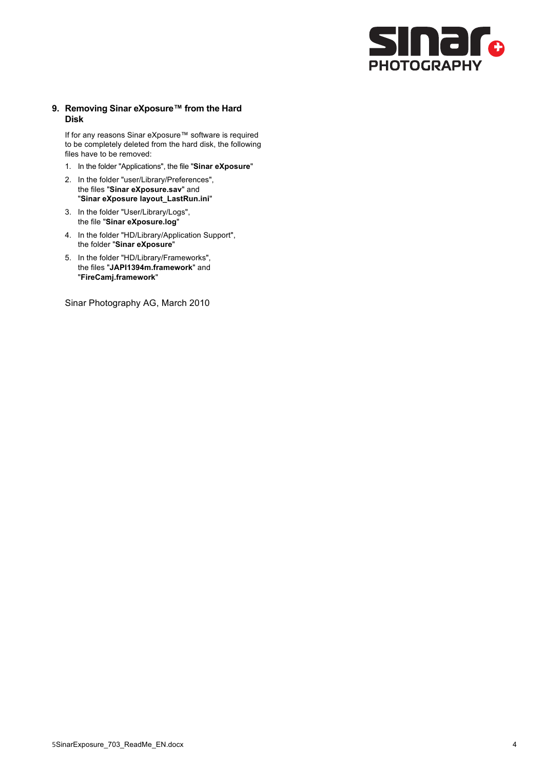## 9. Removing Sinar eXposure™ from the Hard Disk

If for any reasons Sinar eXposure™ software is required to be completely deleted from the hard disk, the following files have to be removed:

1. In the folder "Applications", the file "**Sinar eXposure**"
2. In the folder "user/Library/Preferences", the files "**Sinar eXposure.sav**" and "**Sinar eXposure layout_LastRun.ini**"
3. In the folder "User/Library/Logs", the file "**Sinar eXposure.log**"
4. In the folder "HD/Library/Application Support", the folder "**Sinar eXposure**"
5. In the folder "HD/Library/Frameworks", the files "**JAPI1394m.framework**" and "**FireCamj.framework**"

Sinar Photography AG, March 2010